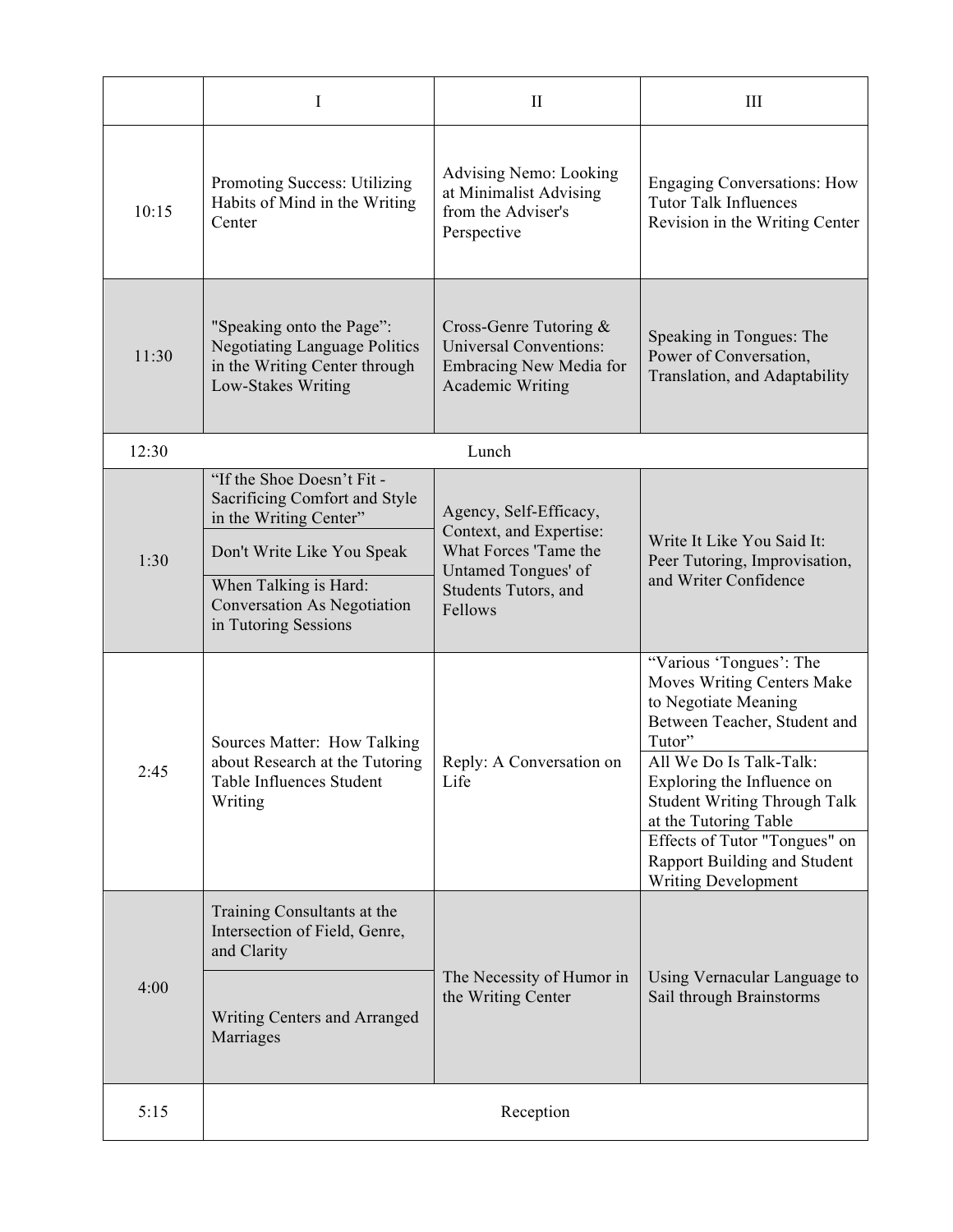| | I | II | III |
|---|---|---|---|
| 10:15 | Promoting Success: Utilizing Habits of Mind in the Writing Center | Advising Nemo: Looking at Minimalist Advising from the Adviser's Perspective | Engaging Conversations: How Tutor Talk Influences Revision in the Writing Center |
| 11:30 | "Speaking onto the Page": Negotiating Language Politics in the Writing Center through Low-Stakes Writing | Cross-Genre Tutoring & Universal Conventions: Embracing New Media for Academic Writing | Speaking in Tongues: The Power of Conversation, Translation, and Adaptability |
| 12:30 | Lunch | | |
| 1:30 | "If the Shoe Doesn't Fit - Sacrificing Comfort and Style in the Writing Center"<br>Don't Write Like You Speak<br>When Talking is Hard: Conversation As Negotiation in Tutoring Sessions | Agency, Self-Efficacy, Context, and Expertise: What Forces 'Tame the Untamed Tongues' of Students Tutors, and Fellows | Write It Like You Said It: Peer Tutoring, Improvisation, and Writer Confidence |
| 2:45 | Sources Matter: How Talking about Research at the Tutoring Table Influences Student Writing | Reply: A Conversation on Life | "Various 'Tongues': The Moves Writing Centers Make to Negotiate Meaning Between Teacher, Student and Tutor"<br>All We Do Is Talk-Talk: Exploring the Influence on Student Writing Through Talk at the Tutoring Table<br>Effects of Tutor "Tongues" on Rapport Building and Student Writing Development |
| 4:00 | Training Consultants at the Intersection of Field, Genre, and Clarity<br>Writing Centers and Arranged Marriages | The Necessity of Humor in the Writing Center | Using Vernacular Language to Sail through Brainstorms |
| 5:15 | Reception | | |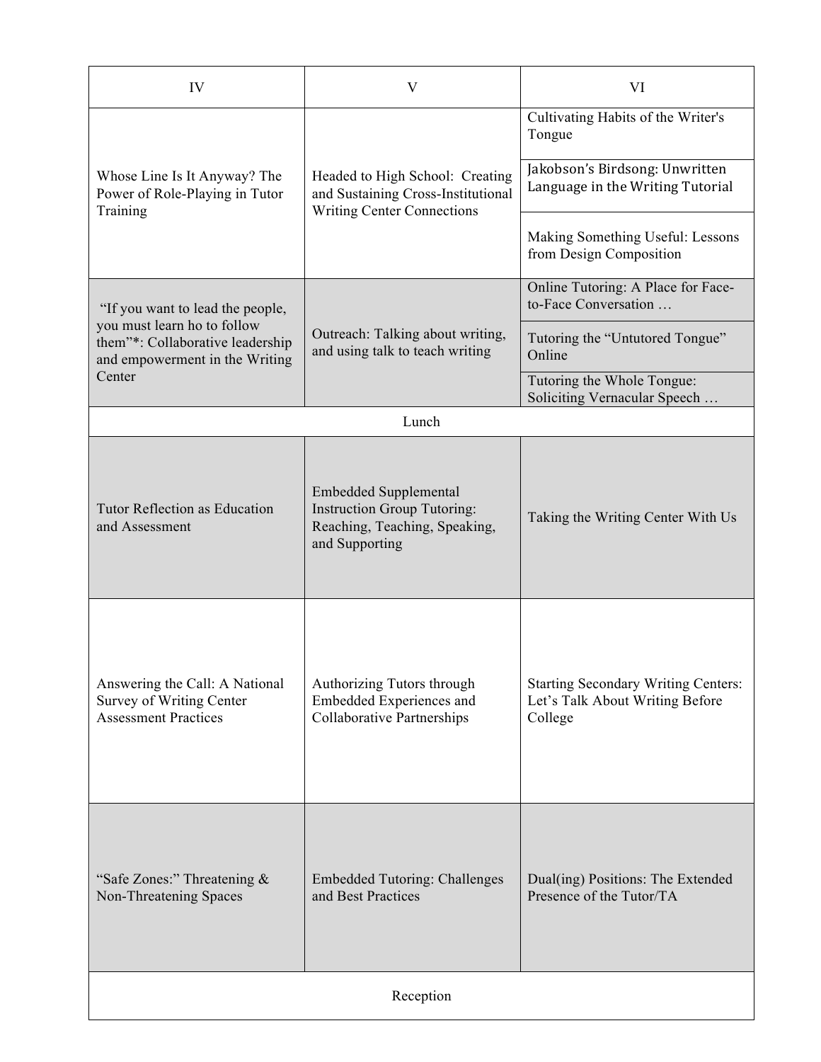| IV | V | VI |
|---|---|---|
| Whose Line Is It Anyway? The Power of Role-Playing in Tutor Training | Headed to High School: Creating and Sustaining Cross-Institutional Writing Center Connections | Cultivating Habits of the Writer's Tongue |
| | | Jakobson's Birdsong: Unwritten Language in the Writing Tutorial |
| | | Making Something Useful: Lessons from Design Composition |
| "If you want to lead the people, you must learn ho to follow them"*: Collaborative leadership and empowerment in the Writing Center | Outreach: Talking about writing, and using talk to teach writing | Online Tutoring: A Place for Face-to-Face Conversation … |
| | | Tutoring the "Untutored Tongue" Online |
| | | Tutoring the Whole Tongue: Soliciting Vernacular Speech … |
| Lunch | | |
| Tutor Reflection as Education and Assessment | Embedded Supplemental Instruction Group Tutoring: Reaching, Teaching, Speaking, and Supporting | Taking the Writing Center With Us |
| Answering the Call: A National Survey of Writing Center Assessment Practices | Authorizing Tutors through Embedded Experiences and Collaborative Partnerships | Starting Secondary Writing Centers: Let's Talk About Writing Before College |
| "Safe Zones:" Threatening & Non-Threatening Spaces | Embedded Tutoring: Challenges and Best Practices | Dual(ing) Positions: The Extended Presence of the Tutor/TA |
| Reception | | |